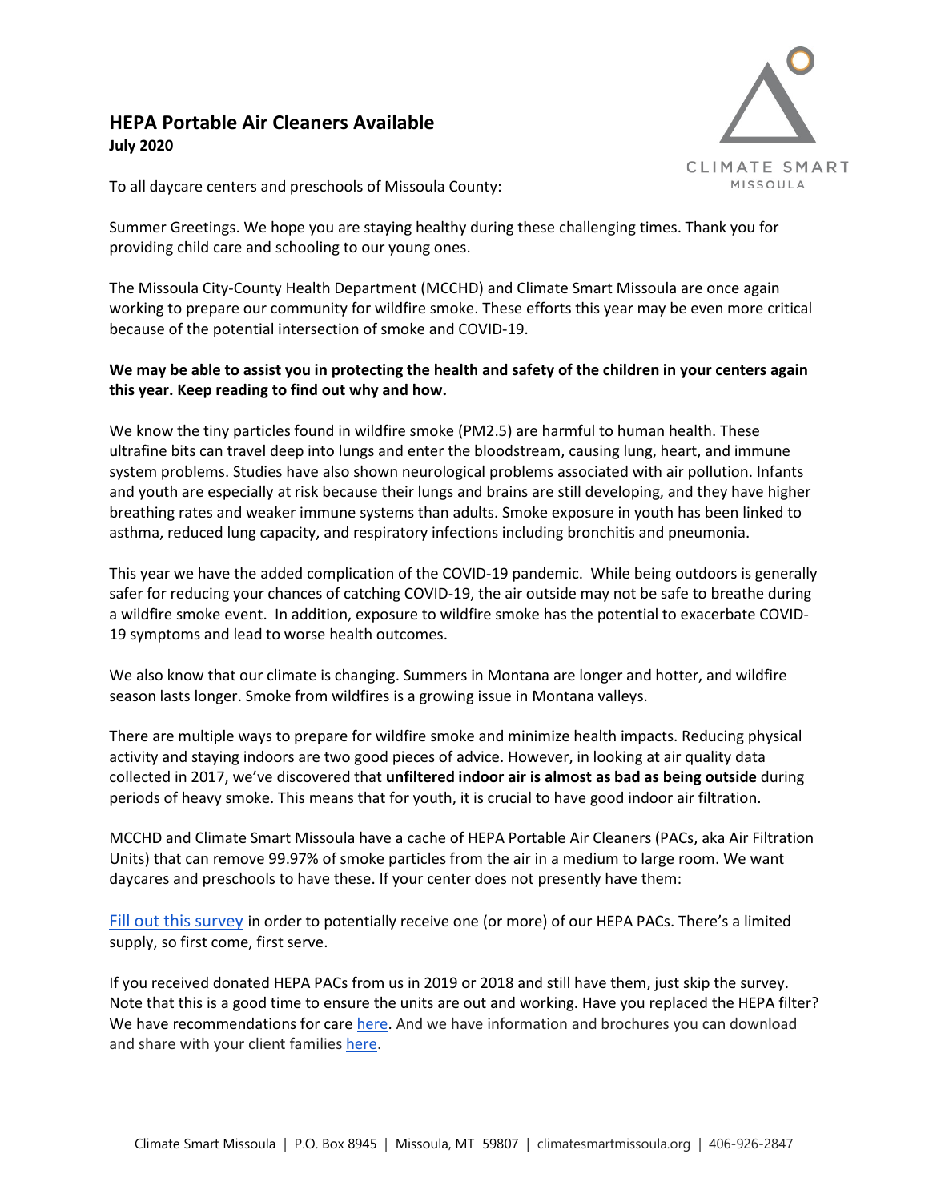# HEPA Portable Air Cleaners Available

**July 2020**

CLIMATE SMART MISSOULA

To all daycare centers and preschools of Missoula County:

Summer Greetings. We hope you are staying healthy during these challenging times. Thank you for providing child care and schooling to our young ones.

The Missoula City-County Health Department (MCCHD) and Climate Smart Missoula are once again working to prepare our community for wildfire smoke. These efforts this year may be even more critical because of the potential intersection of smoke and COVID-19.

**We may be able to assist you in protecting the health and safety of the children in your centers again this year. Keep reading to find out why and how.**

We know the tiny particles found in wildfire smoke (PM2.5) are harmful to human health. These ultrafine bits can travel deep into lungs and enter the bloodstream, causing lung, heart, and immune system problems. Studies have also shown neurological problems associated with air pollution. Infants and youth are especially at risk because their lungs and brains are still developing, and they have higher breathing rates and weaker immune systems than adults. Smoke exposure in youth has been linked to asthma, reduced lung capacity, and respiratory infections including bronchitis and pneumonia.

This year we have the added complication of the COVID-19 pandemic. While being outdoors is generally safer for reducing your chances of catching COVID-19, the air outside may not be safe to breathe during a wildfire smoke event. In addition, exposure to wildfire smoke has the potential to exacerbate COVID-19 symptoms and lead to worse health outcomes.

We also know that our climate is changing. Summers in Montana are longer and hotter, and wildfire season lasts longer. Smoke from wildfires is a growing issue in Montana valleys.

There are multiple ways to prepare for wildfire smoke and minimize health impacts. Reducing physical activity and staying indoors are two good pieces of advice. However, in looking at air quality data collected in 2017, we've discovered that **unfiltered indoor air is almost as bad as being outside** during periods of heavy smoke. This means that for youth, it is crucial to have good indoor air filtration.

MCCHD and Climate Smart Missoula have a cache of HEPA Portable Air Cleaners (PACs, aka Air Filtration Units) that can remove 99.97% of smoke particles from the air in a medium to large room. We want daycares and preschools to have these. If your center does not presently have them:

Fill out this survey in order to potentially receive one (or more) of our HEPA PACs. There's a limited supply, so first come, first serve.

If you received donated HEPA PACs from us in 2019 or 2018 and still have them, just skip the survey. Note that this is a good time to ensure the units are out and working. Have you replaced the HEPA filter? We have recommendations for care here. And we have information and brochures you can download and share with your client families here.

Climate Smart Missoula | P.O. Box 8945 | Missoula, MT 59807 | climatesmartmissoula.org | 406-926-2847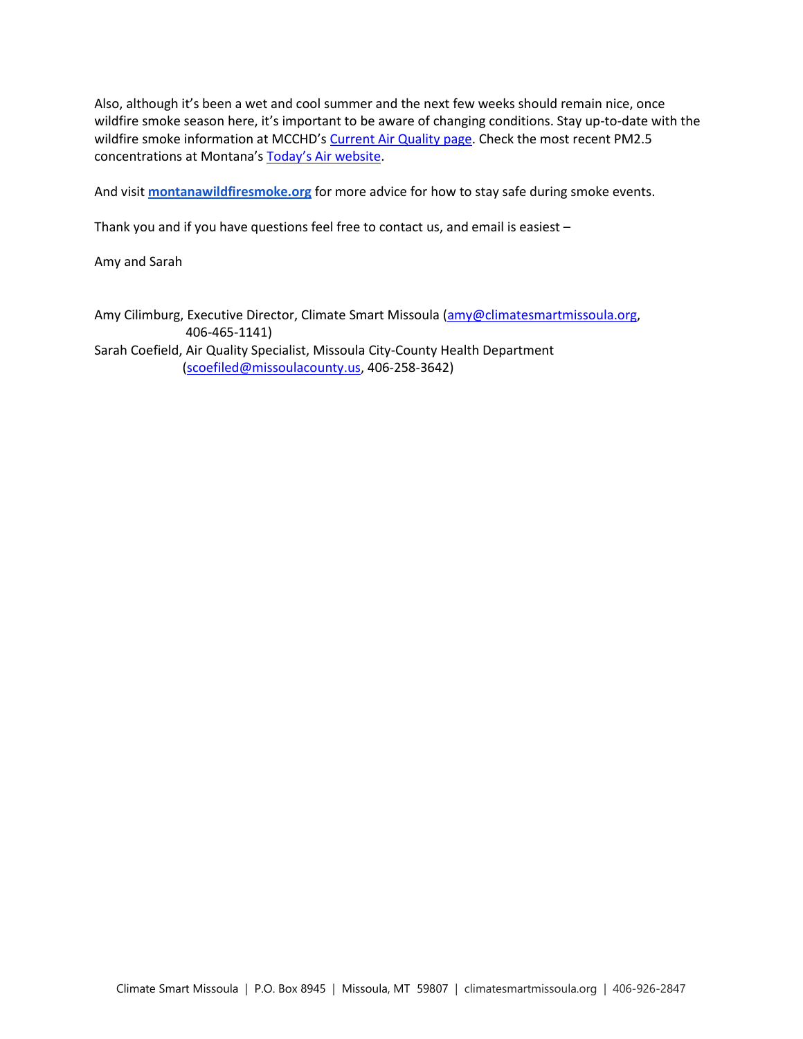Also, although it's been a wet and cool summer and the next few weeks should remain nice, once wildfire smoke season here, it's important to be aware of changing conditions. Stay up-to-date with the wildfire smoke information at MCCHD's Current Air Quality page. Check the most recent PM2.5 concentrations at Montana's Today's Air website.

And visit **montanawildfiresmoke.org** for more advice for how to stay safe during smoke events.

Thank you and if you have questions feel free to contact us, and email is easiest –

Amy and Sarah

Amy Cilimburg, Executive Director, Climate Smart Missoula (amy@climatesmartmissoula.org, 406-465-1141)
Sarah Coefield, Air Quality Specialist, Missoula City-County Health Department (scoefiled@missoulacounty.us, 406-258-3642)